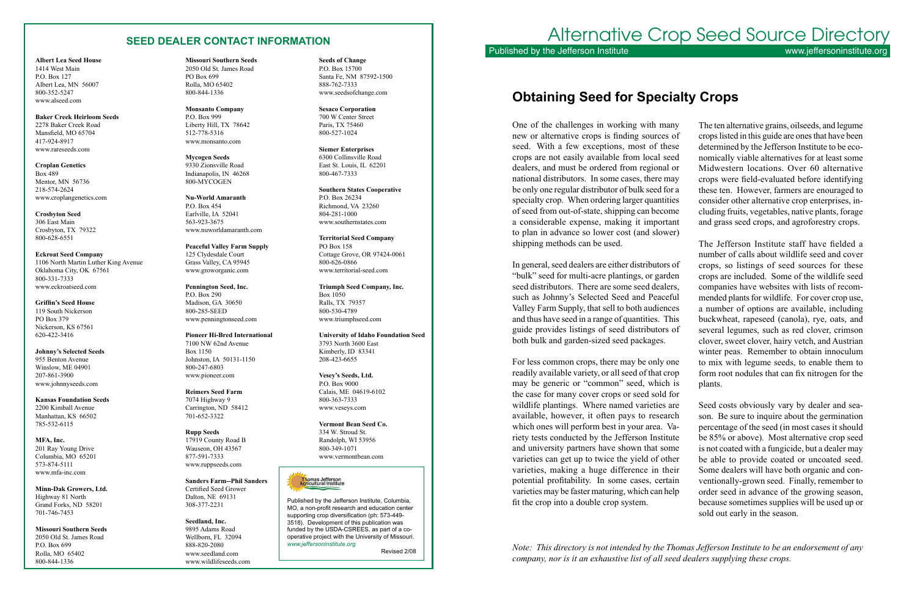# Alternative Crop Seed Source Directory

Published by the Jefferson Institute www.jeffersoninstitute.org

## Obtaining Seed for Specialty Crops

One of the challenges in working with many new or alternative crops is finding sources of seed. With a few exceptions, most of these crops are not easily available from local seed dealers, and must be ordered from regional or national distributors. In some cases, there may be only one regular distributor of bulk seed for a specialty crop. When ordering larger quantities of seed from out-of-state, shipping can become a considerable expense, making it important to plan in advance so lower cost (and slower) shipping methods can be used.

In general, seed dealers are either distributors of "bulk" seed for multi-acre plantings, or garden seed distributors. There are some seed dealers, such as Johnny's Selected Seed and Peaceful Valley Farm Supply, that sell to both audiences and thus have seed in a range of quantities. This guide provides listings of seed distributors of both bulk and garden-sized seed packages.

For less common crops, there may be only one readily available variety, or all seed of that crop may be generic or "common" seed, which is the case for many cover crops or seed sold for wildlife plantings. Where named varieties are available, however, it often pays to research which ones will perform best in your area. Variety tests conducted by the Jefferson Institute and university partners have shown that some varieties can get up to twice the yield of other varieties, making a huge difference in their potential profitability. In some cases, certain varieties may be faster maturing, which can help fit the crop into a double crop system.

The ten alternative grains, oilseeds, and legume crops listed in this guide are ones that have been determined by the Jefferson Institute to be economically viable alternatives for at least some Midwestern locations. Over 60 alternative crops were field-evaluated before identifying these ten. However, farmers are enouraged to consider other alternative crop enterprises, including fruits, vegetables, native plants, forage and grass seed crops, and agroforestry crops.

The Jefferson Institute staff have fielded a number of calls about wildlife seed and cover crops, so listings of seed sources for these crops are included. Some of the wildlife seed companies have websites with lists of recommended plants for wildlife. For cover crop use, a number of options are available, including buckwheat, rapeseed (canola), rye, oats, and several legumes, such as red clover, crimson clover, sweet clover, hairy vetch, and Austrian winter peas. Remember to obtain innoculum to mix with legume seeds, to enable them to form root nodules that can fix nitrogen for the plants.

Seed costs obviously vary by dealer and season. Be sure to inquire about the germination percentage of the seed (in most cases it should be 85% or above). Most alternative crop seed is not coated with a fungicide, but a dealer may be able to provide coated or uncoated seed. Some dealers will have both organic and conventionally-grown seed. Finally, remember to order seed in advance of the growing season, because sometimes supplies will be used up or sold out early in the season.

*Note: This directory is not intended by the Thomas Jefferson Institute to be an endorsement of any company, nor is it an exhaustive list of all seed dealers supplying these crops.*

## SEED DEALER CONTACT INFORMATION

**Albert Lea Seed House**
1414 West Main
P.O. Box 127
Albert Lea, MN 56007
800-352-5247
www.alseed.com

**Baker Creek Heirloom Seeds**
2278 Baker Creek Road
Mansfield, MO 65704
417-924-8917
www.rareseeds.com

**Croplan Genetics**
Box 489
Mentor, MN 56736
218-574-2624
www.croplangenetics.com

**Crosbyton Seed**
306 East Main
Crosbyton, TX 79322
800-628-6551

**Eckroat Seed Company**
1106 North Martin Luther King Avenue
Oklahoma City, OK 67561
800-331-7333
www.eckroatseed.com

**Griffin's Seed House**
119 South Nickerson
PO Box 379
Nickerson, KS 67561
620-422-3416

**Johnny's Selected Seeds**
955 Benton Avenue
Winslow, ME 04901
207-861-3900
www.johnnyseeds.com

**Kansas Foundation Seeds**
2200 Kimball Avenue
Manhattan, KS 66502
785-532-6115

**MFA, Inc.**
201 Ray Young Drive
Columbia, MO 65201
573-874-5111
www.mfa-inc.com

**Minn-Dak Growers, Ltd.**
Highway 81 North
Grand Forks, ND 58201
701-746-7453

**Missouri Southern Seeds**
2050 Old St. James Road
P.O. Box 699
Rolla, MO 65402
800-844-1336

**Missouri Southern Seeds**
2050 Old St. James Road
PO Box 699
Rolla, MO 65402
800-844-1336

**Monsanto Company**
P.O. Box 999
Liberty Hill, TX 78642
512-778-5316
www.monsanto.com

**Mycogen Seeds**
9330 Zionsville Road
Indianapolis, IN 46268
800-MYCOGEN

**Nu-World Amaranth**
P.O. Box 454
Earlville, IA 52041
563-923-3675
www.nuworldamaranth.com

**Peaceful Valley Farm Supply**
125 Clydesdale Court
Grass Valley, CA 95945
www.groworganic.com

**Pennington Seed, Inc.**
P.O. Box 290
Madison, GA 30650
800-285-SEED
www.penningtonseed.com

**Pioneer Hi-Bred International**
7100 NW 62nd Avenue
Box 1150
Johnston, IA 50131-1150
800-247-6803
www.pioneer.com

**Reimers Seed Farm**
7074 Highway 9
Carrington, ND 58412
701-652-3322

**Rupp Seeds**
17919 County Road B
Wauseon, OH 43567
877-591-7333
www.ruppseeds.com

**Sanders Farm--Phil Sanders**
Certified Seed Grower
Dalton, NE 69131
308-377-2231

**Seedland, Inc.**
9895 Adams Road
Wellborn, FL 32094
888-820-2080
www.seedland.com
www.wildlifeseeds.com

**Seeds of Change**
P.O. Box 15700
Santa Fe, NM 87592-1500
888-762-7333
www.seedsofchange.com

**Sesaco Corporation**
700 W Center Street
Paris, TX 75460
800-527-1024

**Siemer Enterprises**
6300 Collinsville Road
East St. Louis, IL 62201
800-467-7333

**Southern States Cooperative**
P.O. Box 26234
Richmond, VA 23260
804-281-1000
www.southernstates.com

**Territorial Seed Company**
PO Box 158
Cottage Grove, OR 97424-0061
800-626-0866
www.territorial-seed.com

**Triumph Seed Company, Inc.**
Box 1050
Ralls, TX 79357
800-530-4789
www.triumphseed.com

**University of Idaho Foundation Seed**
3793 North 3600 East
Kimberly, ID 83341
208-423-6655

**Vesey's Seeds, Ltd.**
P.O. Box 9000
Calais, ME 04619-6102
800-363-7333
www.veseys.com

**Vermont Bean Seed Co.**
334 W. Stroud St.
Randolph, WI 53956
800-349-1071
www.vermontbean.com

Thomas Jefferson Agricultural Institute

Published by the Jefferson Institute, Columbia, MO, a non-profit research and education center supporting crop diversification (ph: 573-449-3518). Development of this publication was funded by the USDA-CSREES, as part of a co-operative project with the University of Missouri. *www.jeffersoninstitute.org*

Revised 2/08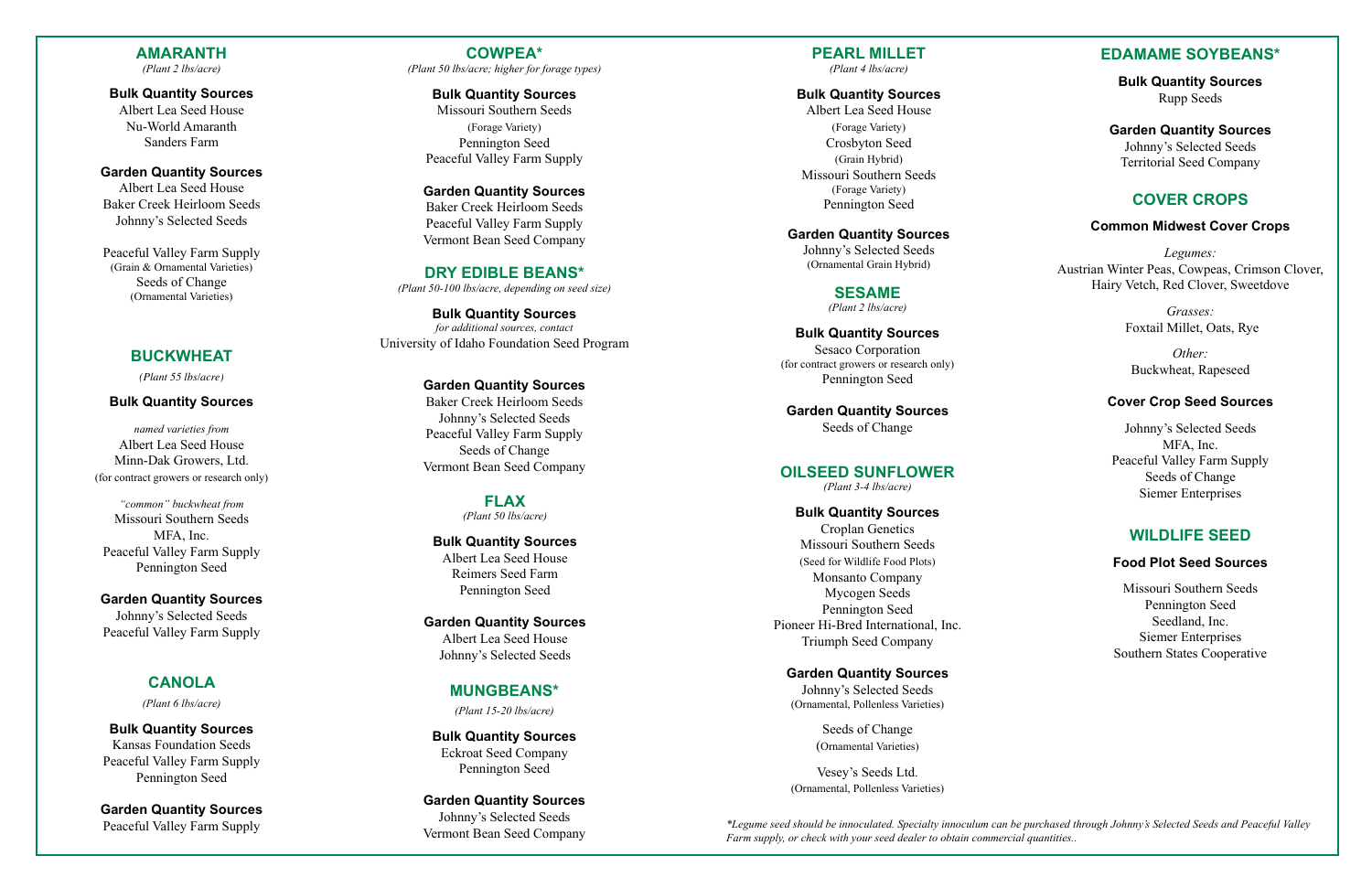## AMARANTH

*(Plant 2 lbs/acre)*

**Bulk Quantity Sources**

Albert Lea Seed House
Nu-World Amaranth
Sanders Farm

**Garden Quantity Sources**

Albert Lea Seed House
Baker Creek Heirloom Seeds
Johnny's Selected Seeds

Peaceful Valley Farm Supply
(Grain & Ornamental Varieties)
Seeds of Change
(Ornamental Varieties)

## BUCKWHEAT

*(Plant 55 lbs/acre)*

**Bulk Quantity Sources**

*named varieties from*
Albert Lea Seed House
Minn-Dak Growers, Ltd.
(for contract growers or research only)

*"common" buckwheat from*
Missouri Southern Seeds
MFA, Inc.
Peaceful Valley Farm Supply
Pennington Seed

**Garden Quantity Sources**

Johnny's Selected Seeds
Peaceful Valley Farm Supply

## CANOLA

*(Plant 6 lbs/acre)*

**Bulk Quantity Sources**

Kansas Foundation Seeds
Peaceful Valley Farm Supply
Pennington Seed

**Garden Quantity Sources**

Peaceful Valley Farm Supply

## COWPEA*

*(Plant 50 lbs/acre; higher for forage types)*

**Bulk Quantity Sources**

Missouri Southern Seeds
(Forage Variety)
Pennington Seed
Peaceful Valley Farm Supply

**Garden Quantity Sources**

Baker Creek Heirloom Seeds
Peaceful Valley Farm Supply
Vermont Bean Seed Company

## DRY EDIBLE BEANS*

*(Plant 50-100 lbs/acre, depending on seed size)*

**Bulk Quantity Sources**

*for additional sources, contact*
University of Idaho Foundation Seed Program

**Garden Quantity Sources**

Baker Creek Heirloom Seeds
Johnny's Selected Seeds
Peaceful Valley Farm Supply
Seeds of Change
Vermont Bean Seed Company

## FLAX

*(Plant 50 lbs/acre)*

**Bulk Quantity Sources**

Albert Lea Seed House
Reimers Seed Farm
Pennington Seed

**Garden Quantity Sources**

Albert Lea Seed House
Johnny's Selected Seeds

## MUNGBEANS*

*(Plant 15-20 lbs/acre)*

**Bulk Quantity Sources**

Eckroat Seed Company
Pennington Seed

**Garden Quantity Sources**

Johnny's Selected Seeds
Vermont Bean Seed Company

## PEARL MILLET

*(Plant 4 lbs/acre)*

**Bulk Quantity Sources**

Albert Lea Seed House
(Forage Variety)
Crosbyton Seed
(Grain Hybrid)
Missouri Southern Seeds
(Forage Variety)
Pennington Seed

**Garden Quantity Sources**

Johnny's Selected Seeds
(Ornamental Grain Hybrid)

## SESAME

*(Plant 2 lbs/acre)*

**Bulk Quantity Sources**

Sesaco Corporation
(for contract growers or research only)
Pennington Seed

**Garden Quantity Sources**

Seeds of Change

## OILSEED SUNFLOWER

*(Plant 3-4 lbs/acre)*

**Bulk Quantity Sources**

Croplan Genetics
Missouri Southern Seeds
(Seed for Wildlife Food Plots)
Monsanto Company
Mycogen Seeds
Pennington Seed
Pioneer Hi-Bred International, Inc.
Triumph Seed Company

**Garden Quantity Sources**

Johnny's Selected Seeds
(Ornamental, Pollenless Varieties)

Seeds of Change
(Ornamental Varieties)

Vesey's Seeds Ltd.
(Ornamental, Pollenless Varieties)

## EDAMAME SOYBEANS*

**Bulk Quantity Sources**

Rupp Seeds

**Garden Quantity Sources**

Johnny's Selected Seeds
Territorial Seed Company

## COVER CROPS

**Common Midwest Cover Crops**

*Legumes:*
Austrian Winter Peas, Cowpeas, Crimson Clover, Hairy Vetch, Red Clover, Sweetdove

*Grasses:*
Foxtail Millet, Oats, Rye

*Other:*
Buckwheat, Rapeseed

**Cover Crop Seed Sources**

Johnny's Selected Seeds
MFA, Inc.
Peaceful Valley Farm Supply
Seeds of Change
Siemer Enterprises

## WILDLIFE SEED

**Food Plot Seed Sources**

Missouri Southern Seeds
Pennington Seed
Seedland, Inc.
Siemer Enterprises
Southern States Cooperative

*\*Legume seed should be innoculated. Specialty innoculum can be purchased through Johnny's Selected Seeds and Peaceful Valley Farm supply, or check with your seed dealer to obtain commercial quantities..*